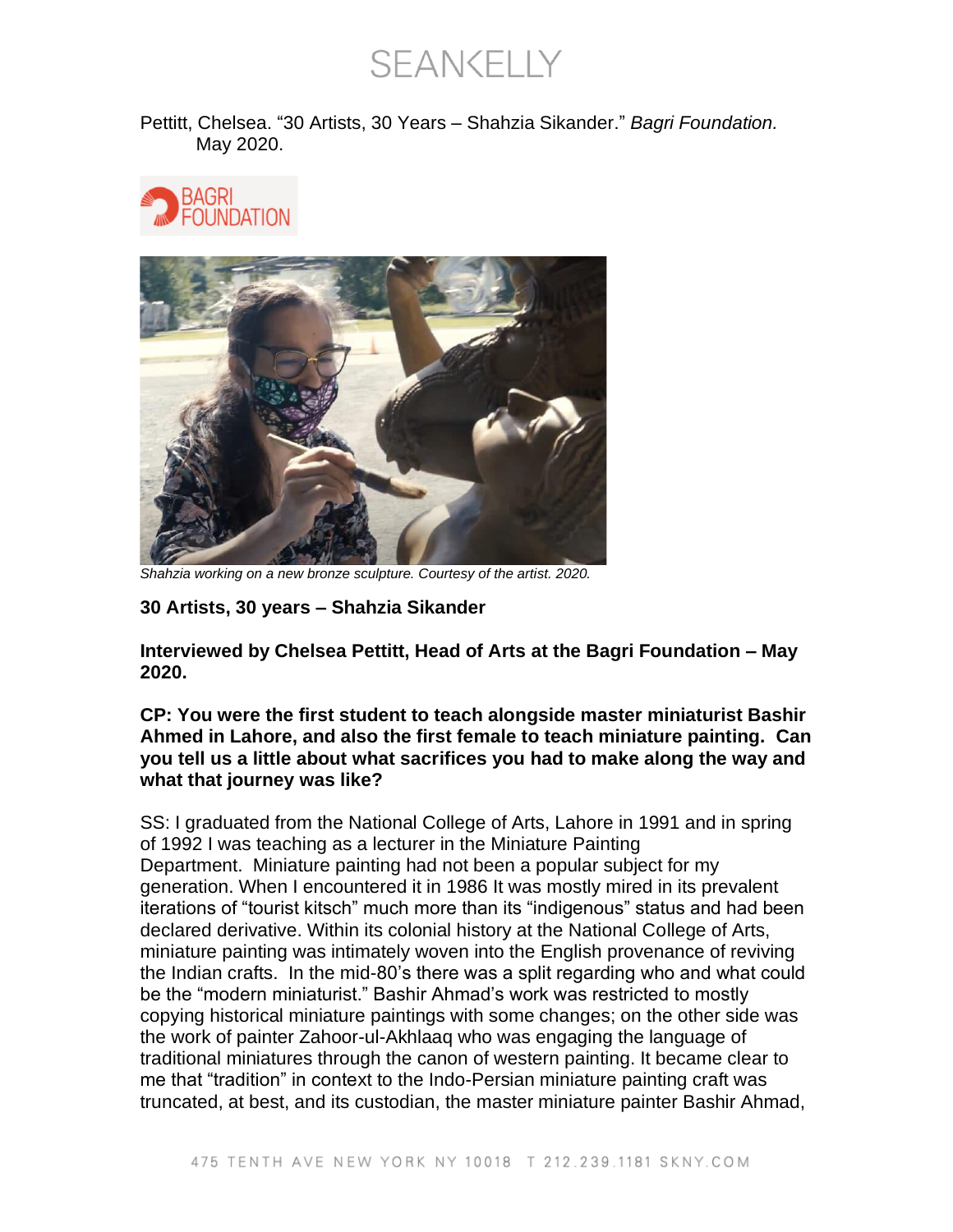Pettitt, Chelsea. "30 Artists, 30 Years – Shahzia Sikander." *Bagri Foundation.* May 2020.

*Shahzia working on a new bronze sculpture. Courtesy of the artist. 2020.*

**30 Artists, 30 years – Shahzia Sikander**

**Interviewed by Chelsea Pettitt, Head of Arts at the Bagri Foundation – May 2020.**

**CP: You were the first student to teach alongside master miniaturist Bashir Ahmed in Lahore, and also the first female to teach miniature painting. Can you tell us a little about what sacrifices you had to make along the way and what that journey was like?**

SS: I graduated from the National College of Arts, Lahore in 1991 and in spring of 1992 I was teaching as a lecturer in the Miniature Painting Department. Miniature painting had not been a popular subject for my generation. When I encountered it in 1986 It was mostly mired in its prevalent iterations of "tourist kitsch" much more than its "indigenous" status and had been declared derivative. Within its colonial history at the National College of Arts, miniature painting was intimately woven into the English provenance of reviving the Indian crafts. In the mid-80's there was a split regarding who and what could be the "modern miniaturist." Bashir Ahmad's work was restricted to mostly copying historical miniature paintings with some changes; on the other side was the work of painter Zahoor-ul-Akhlaaq who was engaging the language of traditional miniatures through the canon of western painting. It became clear to me that "tradition" in context to the Indo-Persian miniature painting craft was truncated, at best, and its custodian, the master miniature painter Bashir Ahmad,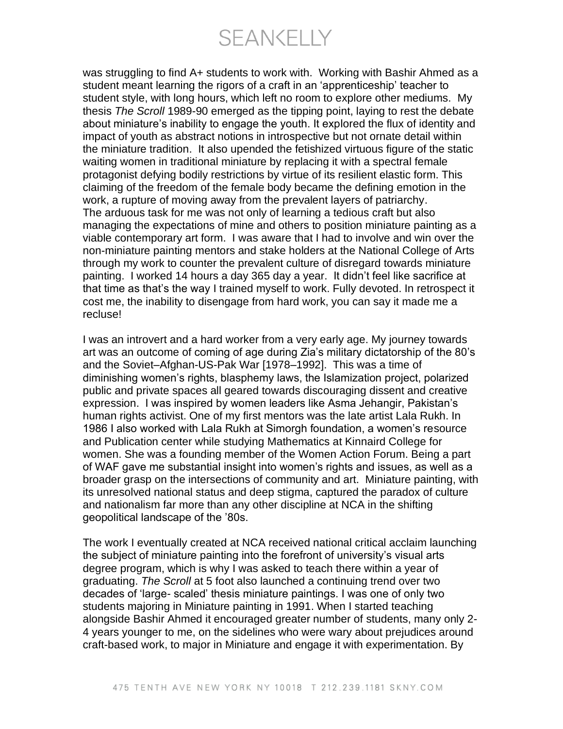was struggling to find A+ students to work with. Working with Bashir Ahmed as a student meant learning the rigors of a craft in an 'apprenticeship' teacher to student style, with long hours, which left no room to explore other mediums. My thesis *The Scroll* 1989-90 emerged as the tipping point, laying to rest the debate about miniature's inability to engage the youth. It explored the flux of identity and impact of youth as abstract notions in introspective but not ornate detail within the miniature tradition. It also upended the fetishized virtuous figure of the static waiting women in traditional miniature by replacing it with a spectral female protagonist defying bodily restrictions by virtue of its resilient elastic form. This claiming of the freedom of the female body became the defining emotion in the work, a rupture of moving away from the prevalent layers of patriarchy.
The arduous task for me was not only of learning a tedious craft but also managing the expectations of mine and others to position miniature painting as a viable contemporary art form. I was aware that I had to involve and win over the non-miniature painting mentors and stake holders at the National College of Arts through my work to counter the prevalent culture of disregard towards miniature painting. I worked 14 hours a day 365 day a year. It didn't feel like sacrifice at that time as that's the way I trained myself to work. Fully devoted. In retrospect it cost me, the inability to disengage from hard work, you can say it made me a recluse!

I was an introvert and a hard worker from a very early age. My journey towards art was an outcome of coming of age during Zia's military dictatorship of the 80's and the Soviet–Afghan-US-Pak War [1978–1992]. This was a time of diminishing women's rights, blasphemy laws, the Islamization project, polarized public and private spaces all geared towards discouraging dissent and creative expression. I was inspired by women leaders like Asma Jehangir, Pakistan's human rights activist. One of my first mentors was the late artist Lala Rukh. In 1986 I also worked with Lala Rukh at Simorgh foundation, a women's resource and Publication center while studying Mathematics at Kinnaird College for women. She was a founding member of the Women Action Forum. Being a part of WAF gave me substantial insight into women's rights and issues, as well as a broader grasp on the intersections of community and art. Miniature painting, with its unresolved national status and deep stigma, captured the paradox of culture and nationalism far more than any other discipline at NCA in the shifting geopolitical landscape of the '80s.

The work I eventually created at NCA received national critical acclaim launching the subject of miniature painting into the forefront of university's visual arts degree program, which is why I was asked to teach there within a year of graduating. *The Scroll* at 5 foot also launched a continuing trend over two decades of 'large- scaled' thesis miniature paintings. I was one of only two students majoring in Miniature painting in 1991. When I started teaching alongside Bashir Ahmed it encouraged greater number of students, many only 2-4 years younger to me, on the sidelines who were wary about prejudices around craft-based work, to major in Miniature and engage it with experimentation. By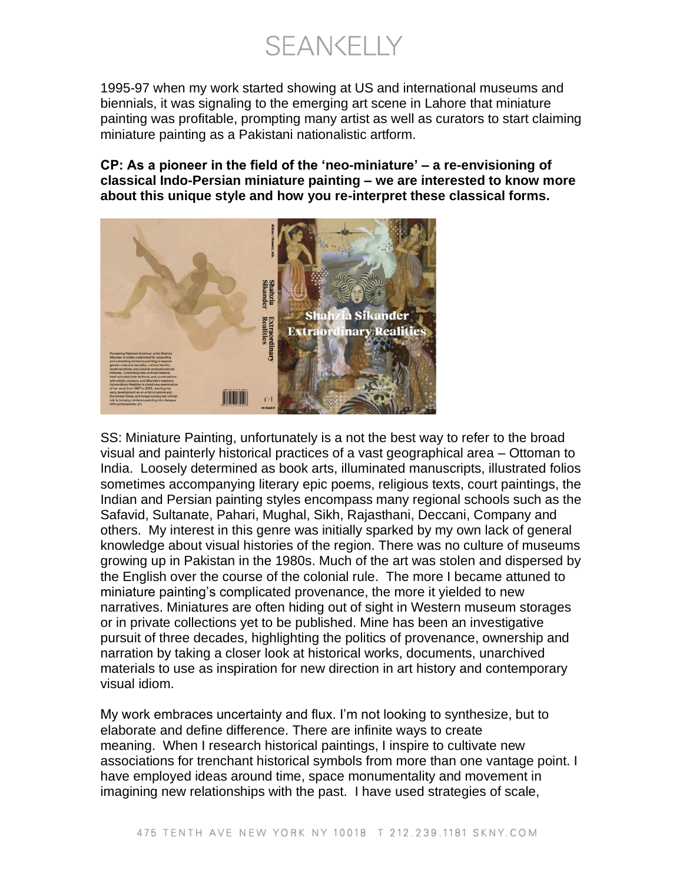1995-97 when my work started showing at US and international museums and biennials, it was signaling to the emerging art scene in Lahore that miniature painting was profitable, prompting many artist as well as curators to start claiming miniature painting as a Pakistani nationalistic artform.

**CP: As a pioneer in the field of the 'neo-miniature' – a re-envisioning of classical Indo-Persian miniature painting – we are interested to know more about this unique style and how you re-interpret these classical forms.**

SS: Miniature Painting, unfortunately is a not the best way to refer to the broad visual and painterly historical practices of a vast geographical area – Ottoman to India. Loosely determined as book arts, illuminated manuscripts, illustrated folios sometimes accompanying literary epic poems, religious texts, court paintings, the Indian and Persian painting styles encompass many regional schools such as the Safavid, Sultanate, Pahari, Mughal, Sikh, Rajasthani, Deccani, Company and others. My interest in this genre was initially sparked by my own lack of general knowledge about visual histories of the region. There was no culture of museums growing up in Pakistan in the 1980s. Much of the art was stolen and dispersed by the English over the course of the colonial rule. The more I became attuned to miniature painting's complicated provenance, the more it yielded to new narratives. Miniatures are often hiding out of sight in Western museum storages or in private collections yet to be published. Mine has been an investigative pursuit of three decades, highlighting the politics of provenance, ownership and narration by taking a closer look at historical works, documents, unarchived materials to use as inspiration for new direction in art history and contemporary visual idiom.

My work embraces uncertainty and flux. I'm not looking to synthesize, but to elaborate and define difference. There are infinite ways to create meaning. When I research historical paintings, I inspire to cultivate new associations for trenchant historical symbols from more than one vantage point. I have employed ideas around time, space monumentality and movement in imagining new relationships with the past. I have used strategies of scale,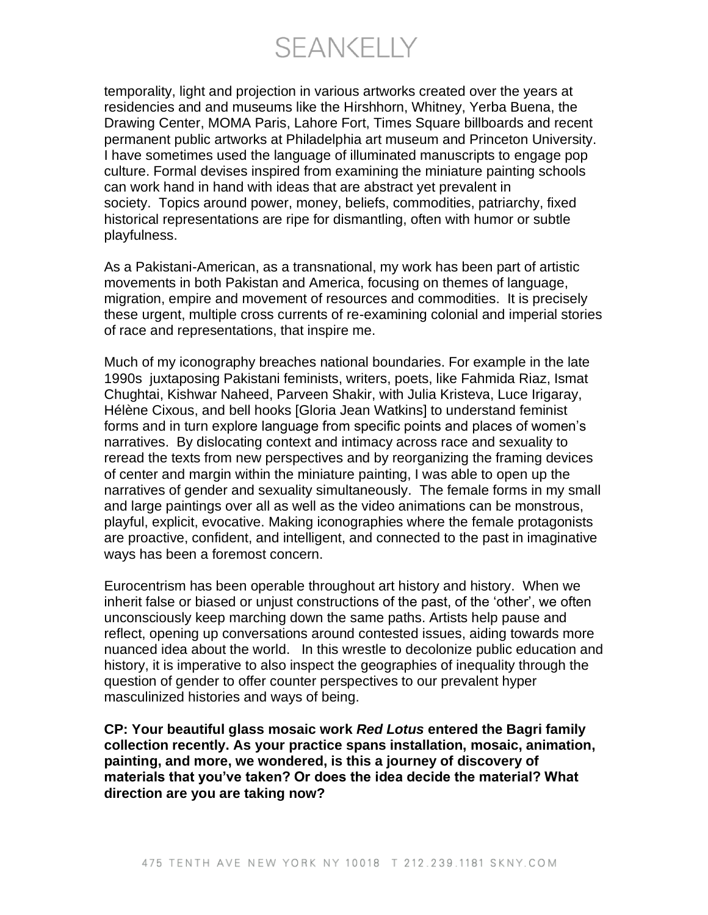temporality, light and projection in various artworks created over the years at residencies and and museums like the Hirshhorn, Whitney, Yerba Buena, the Drawing Center, MOMA Paris, Lahore Fort, Times Square billboards and recent permanent public artworks at Philadelphia art museum and Princeton University. I have sometimes used the language of illuminated manuscripts to engage pop culture. Formal devises inspired from examining the miniature painting schools can work hand in hand with ideas that are abstract yet prevalent in society. Topics around power, money, beliefs, commodities, patriarchy, fixed historical representations are ripe for dismantling, often with humor or subtle playfulness.

As a Pakistani-American, as a transnational, my work has been part of artistic movements in both Pakistan and America, focusing on themes of language, migration, empire and movement of resources and commodities. It is precisely these urgent, multiple cross currents of re-examining colonial and imperial stories of race and representations, that inspire me.

Much of my iconography breaches national boundaries. For example in the late 1990s juxtaposing Pakistani feminists, writers, poets, like Fahmida Riaz, Ismat Chughtai, Kishwar Naheed, Parveen Shakir, with Julia Kristeva, Luce Irigaray, Hélène Cixous, and bell hooks [Gloria Jean Watkins] to understand feminist forms and in turn explore language from specific points and places of women's narratives. By dislocating context and intimacy across race and sexuality to reread the texts from new perspectives and by reorganizing the framing devices of center and margin within the miniature painting, I was able to open up the narratives of gender and sexuality simultaneously. The female forms in my small and large paintings over all as well as the video animations can be monstrous, playful, explicit, evocative. Making iconographies where the female protagonists are proactive, confident, and intelligent, and connected to the past in imaginative ways has been a foremost concern.

Eurocentrism has been operable throughout art history and history. When we inherit false or biased or unjust constructions of the past, of the 'other', we often unconsciously keep marching down the same paths. Artists help pause and reflect, opening up conversations around contested issues, aiding towards more nuanced idea about the world. In this wrestle to decolonize public education and history, it is imperative to also inspect the geographies of inequality through the question of gender to offer counter perspectives to our prevalent hyper masculinized histories and ways of being.

**CP: Your beautiful glass mosaic work *Red Lotus* entered the Bagri family collection recently. As your practice spans installation, mosaic, animation, painting, and more, we wondered, is this a journey of discovery of materials that you've taken? Or does the idea decide the material? What direction are you are taking now?**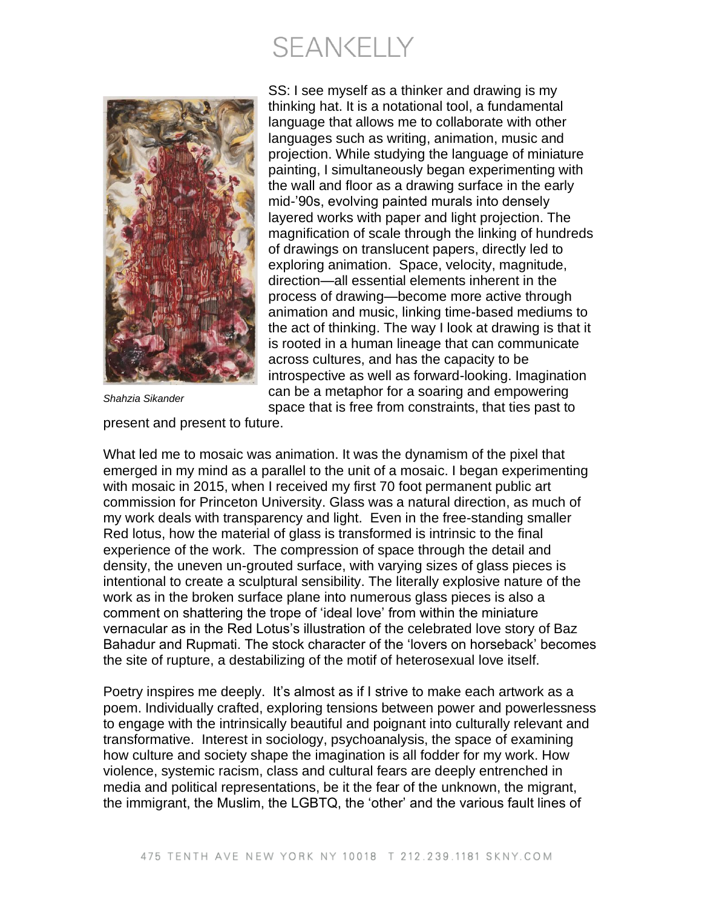Shahzia Sikander

SS: I see myself as a thinker and drawing is my thinking hat. It is a notational tool, a fundamental language that allows me to collaborate with other languages such as writing, animation, music and projection. While studying the language of miniature painting, I simultaneously began experimenting with the wall and floor as a drawing surface in the early mid-'90s, evolving painted murals into densely layered works with paper and light projection. The magnification of scale through the linking of hundreds of drawings on translucent papers, directly led to exploring animation. Space, velocity, magnitude, direction—all essential elements inherent in the process of drawing—become more active through animation and music, linking time-based mediums to the act of thinking. The way I look at drawing is that it is rooted in a human lineage that can communicate across cultures, and has the capacity to be introspective as well as forward-looking. Imagination can be a metaphor for a soaring and empowering space that is free from constraints, that ties past to present and present to future.

What led me to mosaic was animation. It was the dynamism of the pixel that emerged in my mind as a parallel to the unit of a mosaic. I began experimenting with mosaic in 2015, when I received my first 70 foot permanent public art commission for Princeton University. Glass was a natural direction, as much of my work deals with transparency and light. Even in the free-standing smaller Red lotus, how the material of glass is transformed is intrinsic to the final experience of the work. The compression of space through the detail and density, the uneven un-grouted surface, with varying sizes of glass pieces is intentional to create a sculptural sensibility. The literally explosive nature of the work as in the broken surface plane into numerous glass pieces is also a comment on shattering the trope of 'ideal love' from within the miniature vernacular as in the Red Lotus's illustration of the celebrated love story of Baz Bahadur and Rupmati. The stock character of the 'lovers on horseback' becomes the site of rupture, a destabilizing of the motif of heterosexual love itself.

Poetry inspires me deeply. It's almost as if I strive to make each artwork as a poem. Individually crafted, exploring tensions between power and powerlessness to engage with the intrinsically beautiful and poignant into culturally relevant and transformative. Interest in sociology, psychoanalysis, the space of examining how culture and society shape the imagination is all fodder for my work. How violence, systemic racism, class and cultural fears are deeply entrenched in media and political representations, be it the fear of the unknown, the migrant, the immigrant, the Muslim, the LGBTQ, the 'other' and the various fault lines of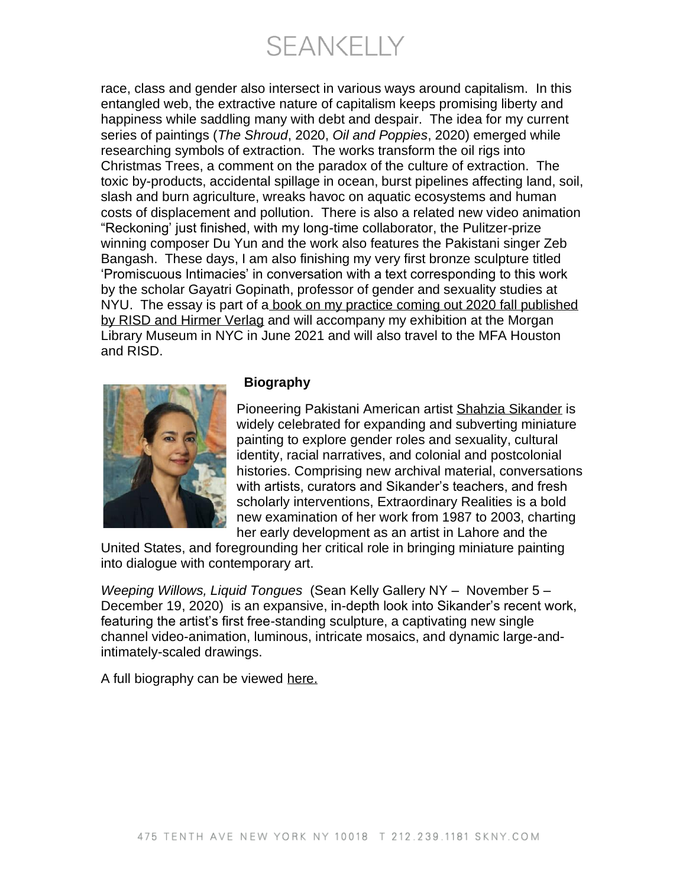race, class and gender also intersect in various ways around capitalism. In this entangled web, the extractive nature of capitalism keeps promising liberty and happiness while saddling many with debt and despair. The idea for my current series of paintings (*The Shroud*, 2020, *Oil and Poppies*, 2020) emerged while researching symbols of extraction. The works transform the oil rigs into Christmas Trees, a comment on the paradox of the culture of extraction. The toxic by-products, accidental spillage in ocean, burst pipelines affecting land, soil, slash and burn agriculture, wreaks havoc on aquatic ecosystems and human costs of displacement and pollution. There is also a related new video animation "Reckoning' just finished, with my long-time collaborator, the Pulitzer-prize winning composer Du Yun and the work also features the Pakistani singer Zeb Bangash. These days, I am also finishing my very first bronze sculpture titled 'Promiscuous Intimacies' in conversation with a text corresponding to this work by the scholar Gayatri Gopinath, professor of gender and sexuality studies at NYU. The essay is part of a book on my practice coming out 2020 fall published by RISD and Hirmer Verlag and will accompany my exhibition at the Morgan Library Museum in NYC in June 2021 and will also travel to the MFA Houston and RISD.

**Biography**

Pioneering Pakistani American artist Shahzia Sikander is widely celebrated for expanding and subverting miniature painting to explore gender roles and sexuality, cultural identity, racial narratives, and colonial and postcolonial histories. Comprising new archival material, conversations with artists, curators and Sikander's teachers, and fresh scholarly interventions, Extraordinary Realities is a bold new examination of her work from 1987 to 2003, charting her early development as an artist in Lahore and the United States, and foregrounding her critical role in bringing miniature painting into dialogue with contemporary art.

*Weeping Willows, Liquid Tongues* (Sean Kelly Gallery NY – November 5 – December 19, 2020) is an expansive, in-depth look into Sikander's recent work, featuring the artist's first free-standing sculpture, a captivating new single channel video-animation, luminous, intricate mosaics, and dynamic large-and-intimately-scaled drawings.

A full biography can be viewed here.